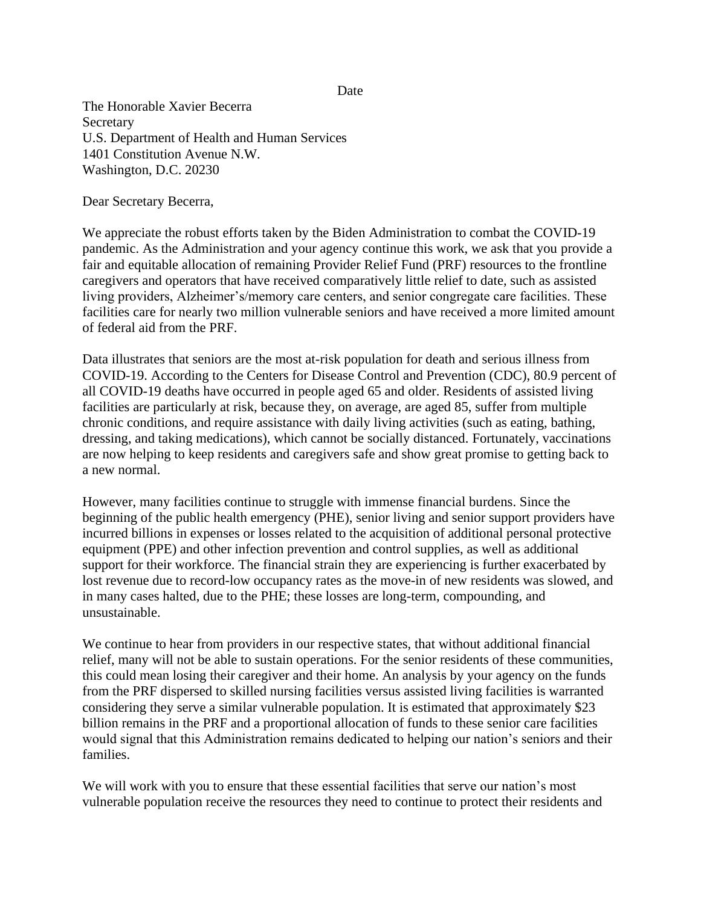Date

The Honorable Xavier Becerra
Secretary
U.S. Department of Health and Human Services
1401 Constitution Avenue N.W.
Washington, D.C. 20230

Dear Secretary Becerra,

We appreciate the robust efforts taken by the Biden Administration to combat the COVID-19 pandemic. As the Administration and your agency continue this work, we ask that you provide a fair and equitable allocation of remaining Provider Relief Fund (PRF) resources to the frontline caregivers and operators that have received comparatively little relief to date, such as assisted living providers, Alzheimer's/memory care centers, and senior congregate care facilities. These facilities care for nearly two million vulnerable seniors and have received a more limited amount of federal aid from the PRF.

Data illustrates that seniors are the most at-risk population for death and serious illness from COVID-19. According to the Centers for Disease Control and Prevention (CDC), 80.9 percent of all COVID-19 deaths have occurred in people aged 65 and older. Residents of assisted living facilities are particularly at risk, because they, on average, are aged 85, suffer from multiple chronic conditions, and require assistance with daily living activities (such as eating, bathing, dressing, and taking medications), which cannot be socially distanced. Fortunately, vaccinations are now helping to keep residents and caregivers safe and show great promise to getting back to a new normal.

However, many facilities continue to struggle with immense financial burdens. Since the beginning of the public health emergency (PHE), senior living and senior support providers have incurred billions in expenses or losses related to the acquisition of additional personal protective equipment (PPE) and other infection prevention and control supplies, as well as additional support for their workforce. The financial strain they are experiencing is further exacerbated by lost revenue due to record-low occupancy rates as the move-in of new residents was slowed, and in many cases halted, due to the PHE; these losses are long-term, compounding, and unsustainable.

We continue to hear from providers in our respective states, that without additional financial relief, many will not be able to sustain operations. For the senior residents of these communities, this could mean losing their caregiver and their home. An analysis by your agency on the funds from the PRF dispersed to skilled nursing facilities versus assisted living facilities is warranted considering they serve a similar vulnerable population. It is estimated that approximately $23 billion remains in the PRF and a proportional allocation of funds to these senior care facilities would signal that this Administration remains dedicated to helping our nation's seniors and their families.

We will work with you to ensure that these essential facilities that serve our nation's most vulnerable population receive the resources they need to continue to protect their residents and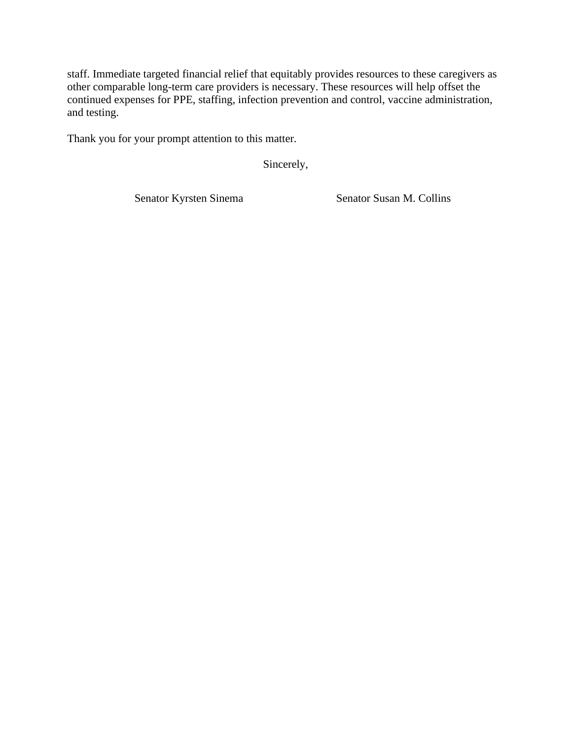staff. Immediate targeted financial relief that equitably provides resources to these caregivers as other comparable long-term care providers is necessary. These resources will help offset the continued expenses for PPE, staffing, infection prevention and control, vaccine administration, and testing.

Thank you for your prompt attention to this matter.

Sincerely,

Senator Kyrsten Sinema

Senator Susan M. Collins